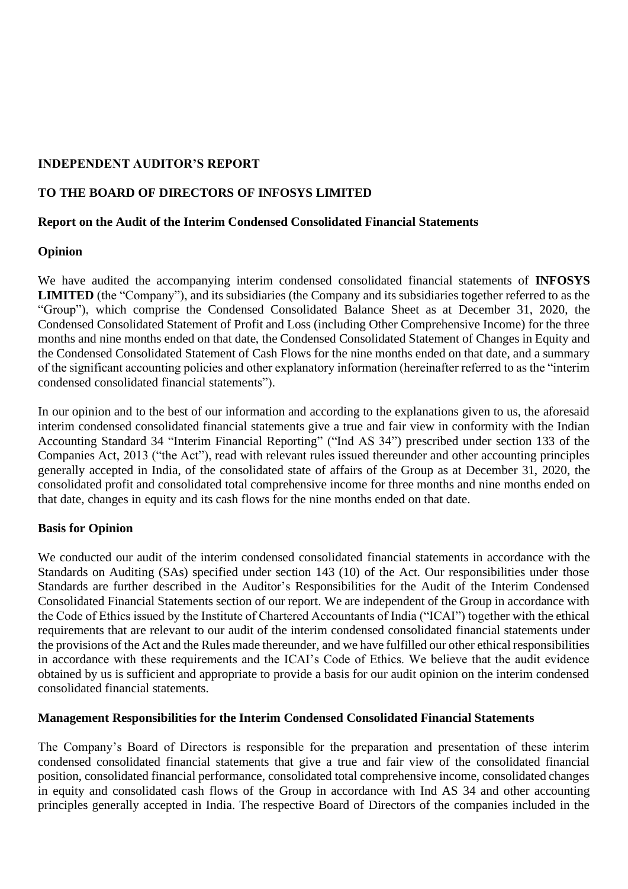**INDEPENDENT AUDITOR'S REPORT**

**TO THE BOARD OF DIRECTORS OF INFOSYS LIMITED**

**Report on the Audit of the Interim Condensed Consolidated Financial Statements**

**Opinion**

We have audited the accompanying interim condensed consolidated financial statements of **INFOSYS LIMITED** (the "Company"), and its subsidiaries (the Company and its subsidiaries together referred to as the "Group"), which comprise the Condensed Consolidated Balance Sheet as at December 31, 2020, the Condensed Consolidated Statement of Profit and Loss (including Other Comprehensive Income) for the three months and nine months ended on that date, the Condensed Consolidated Statement of Changes in Equity and the Condensed Consolidated Statement of Cash Flows for the nine months ended on that date, and a summary of the significant accounting policies and other explanatory information (hereinafter referred to as the "interim condensed consolidated financial statements").

In our opinion and to the best of our information and according to the explanations given to us, the aforesaid interim condensed consolidated financial statements give a true and fair view in conformity with the Indian Accounting Standard 34 "Interim Financial Reporting" ("Ind AS 34") prescribed under section 133 of the Companies Act, 2013 ("the Act"), read with relevant rules issued thereunder and other accounting principles generally accepted in India, of the consolidated state of affairs of the Group as at December 31, 2020, the consolidated profit and consolidated total comprehensive income for three months and nine months ended on that date, changes in equity and its cash flows for the nine months ended on that date.

**Basis for Opinion**

We conducted our audit of the interim condensed consolidated financial statements in accordance with the Standards on Auditing (SAs) specified under section 143 (10) of the Act. Our responsibilities under those Standards are further described in the Auditor's Responsibilities for the Audit of the Interim Condensed Consolidated Financial Statements section of our report. We are independent of the Group in accordance with the Code of Ethics issued by the Institute of Chartered Accountants of India ("ICAI") together with the ethical requirements that are relevant to our audit of the interim condensed consolidated financial statements under the provisions of the Act and the Rules made thereunder, and we have fulfilled our other ethical responsibilities in accordance with these requirements and the ICAI's Code of Ethics. We believe that the audit evidence obtained by us is sufficient and appropriate to provide a basis for our audit opinion on the interim condensed consolidated financial statements.

**Management Responsibilities for the Interim Condensed Consolidated Financial Statements**

The Company's Board of Directors is responsible for the preparation and presentation of these interim condensed consolidated financial statements that give a true and fair view of the consolidated financial position, consolidated financial performance, consolidated total comprehensive income, consolidated changes in equity and consolidated cash flows of the Group in accordance with Ind AS 34 and other accounting principles generally accepted in India. The respective Board of Directors of the companies included in the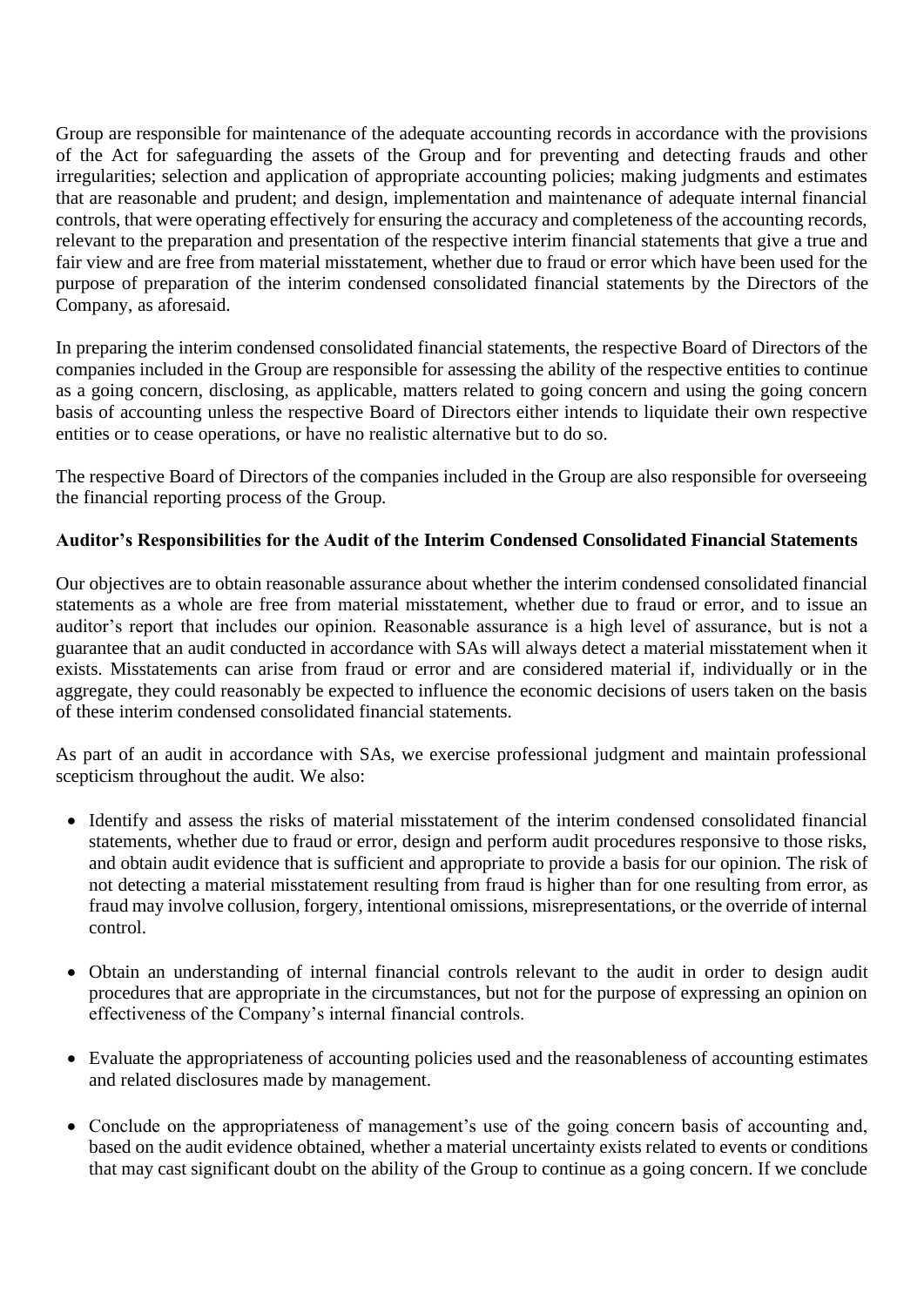Group are responsible for maintenance of the adequate accounting records in accordance with the provisions of the Act for safeguarding the assets of the Group and for preventing and detecting frauds and other irregularities; selection and application of appropriate accounting policies; making judgments and estimates that are reasonable and prudent; and design, implementation and maintenance of adequate internal financial controls, that were operating effectively for ensuring the accuracy and completeness of the accounting records, relevant to the preparation and presentation of the respective interim financial statements that give a true and fair view and are free from material misstatement, whether due to fraud or error which have been used for the purpose of preparation of the interim condensed consolidated financial statements by the Directors of the Company, as aforesaid.

In preparing the interim condensed consolidated financial statements, the respective Board of Directors of the companies included in the Group are responsible for assessing the ability of the respective entities to continue as a going concern, disclosing, as applicable, matters related to going concern and using the going concern basis of accounting unless the respective Board of Directors either intends to liquidate their own respective entities or to cease operations, or have no realistic alternative but to do so.

The respective Board of Directors of the companies included in the Group are also responsible for overseeing the financial reporting process of the Group.

**Auditor's Responsibilities for the Audit of the Interim Condensed Consolidated Financial Statements**

Our objectives are to obtain reasonable assurance about whether the interim condensed consolidated financial statements as a whole are free from material misstatement, whether due to fraud or error, and to issue an auditor's report that includes our opinion. Reasonable assurance is a high level of assurance, but is not a guarantee that an audit conducted in accordance with SAs will always detect a material misstatement when it exists. Misstatements can arise from fraud or error and are considered material if, individually or in the aggregate, they could reasonably be expected to influence the economic decisions of users taken on the basis of these interim condensed consolidated financial statements.

As part of an audit in accordance with SAs, we exercise professional judgment and maintain professional scepticism throughout the audit. We also:

- Identify and assess the risks of material misstatement of the interim condensed consolidated financial statements, whether due to fraud or error, design and perform audit procedures responsive to those risks, and obtain audit evidence that is sufficient and appropriate to provide a basis for our opinion. The risk of not detecting a material misstatement resulting from fraud is higher than for one resulting from error, as fraud may involve collusion, forgery, intentional omissions, misrepresentations, or the override of internal control.

- Obtain an understanding of internal financial controls relevant to the audit in order to design audit procedures that are appropriate in the circumstances, but not for the purpose of expressing an opinion on effectiveness of the Company's internal financial controls.

- Evaluate the appropriateness of accounting policies used and the reasonableness of accounting estimates and related disclosures made by management.

- Conclude on the appropriateness of management's use of the going concern basis of accounting and, based on the audit evidence obtained, whether a material uncertainty exists related to events or conditions that may cast significant doubt on the ability of the Group to continue as a going concern. If we conclude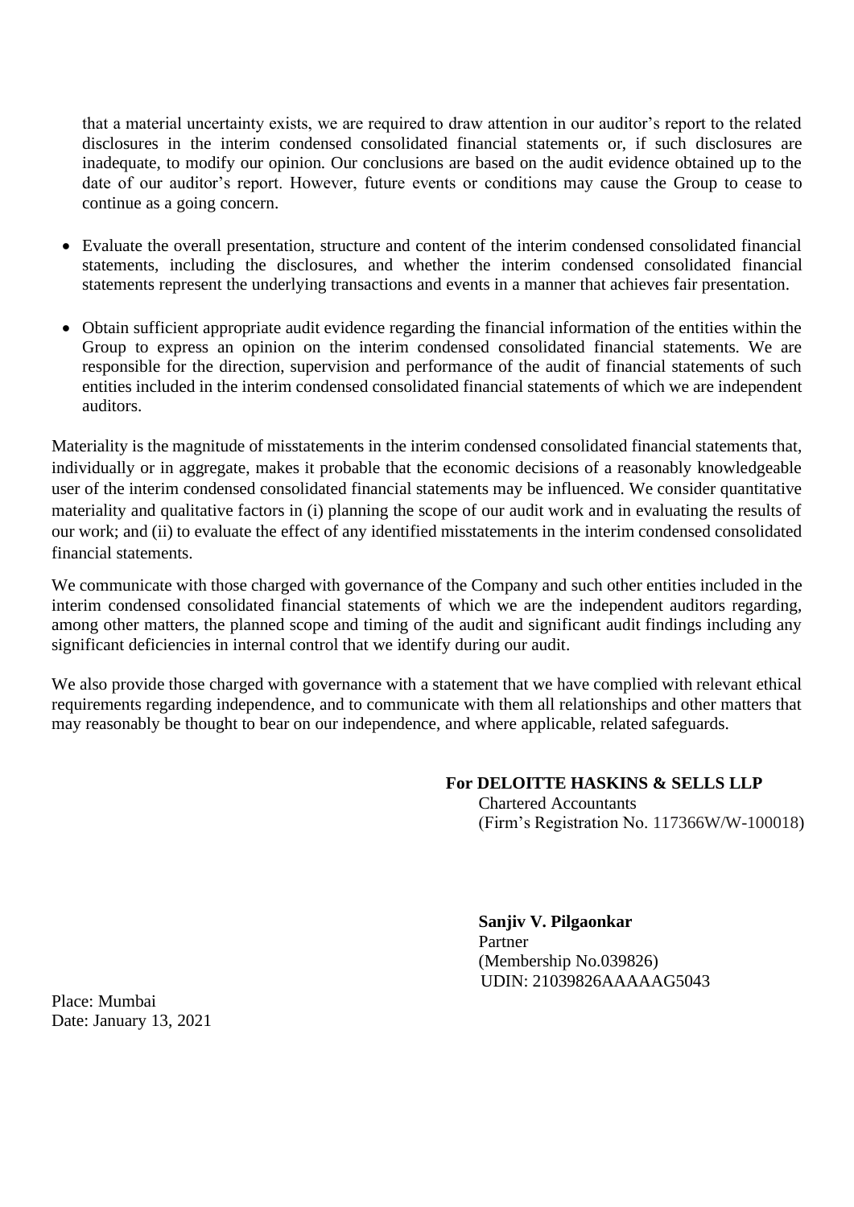that a material uncertainty exists, we are required to draw attention in our auditor's report to the related disclosures in the interim condensed consolidated financial statements or, if such disclosures are inadequate, to modify our opinion. Our conclusions are based on the audit evidence obtained up to the date of our auditor's report. However, future events or conditions may cause the Group to cease to continue as a going concern.

- Evaluate the overall presentation, structure and content of the interim condensed consolidated financial statements, including the disclosures, and whether the interim condensed consolidated financial statements represent the underlying transactions and events in a manner that achieves fair presentation.

- Obtain sufficient appropriate audit evidence regarding the financial information of the entities within the Group to express an opinion on the interim condensed consolidated financial statements. We are responsible for the direction, supervision and performance of the audit of financial statements of such entities included in the interim condensed consolidated financial statements of which we are independent auditors.

Materiality is the magnitude of misstatements in the interim condensed consolidated financial statements that, individually or in aggregate, makes it probable that the economic decisions of a reasonably knowledgeable user of the interim condensed consolidated financial statements may be influenced. We consider quantitative materiality and qualitative factors in (i) planning the scope of our audit work and in evaluating the results of our work; and (ii) to evaluate the effect of any identified misstatements in the interim condensed consolidated financial statements.

We communicate with those charged with governance of the Company and such other entities included in the interim condensed consolidated financial statements of which we are the independent auditors regarding, among other matters, the planned scope and timing of the audit and significant audit findings including any significant deficiencies in internal control that we identify during our audit.

We also provide those charged with governance with a statement that we have complied with relevant ethical requirements regarding independence, and to communicate with them all relationships and other matters that may reasonably be thought to bear on our independence, and where applicable, related safeguards.

**For DELOITTE HASKINS & SELLS LLP**
Chartered Accountants
(Firm's Registration No. 117366W/W-100018)

**Sanjiv V. Pilgaonkar**
Partner
(Membership No.039826)
UDIN: 21039826AAAAAG5043

Place: Mumbai
Date: January 13, 2021